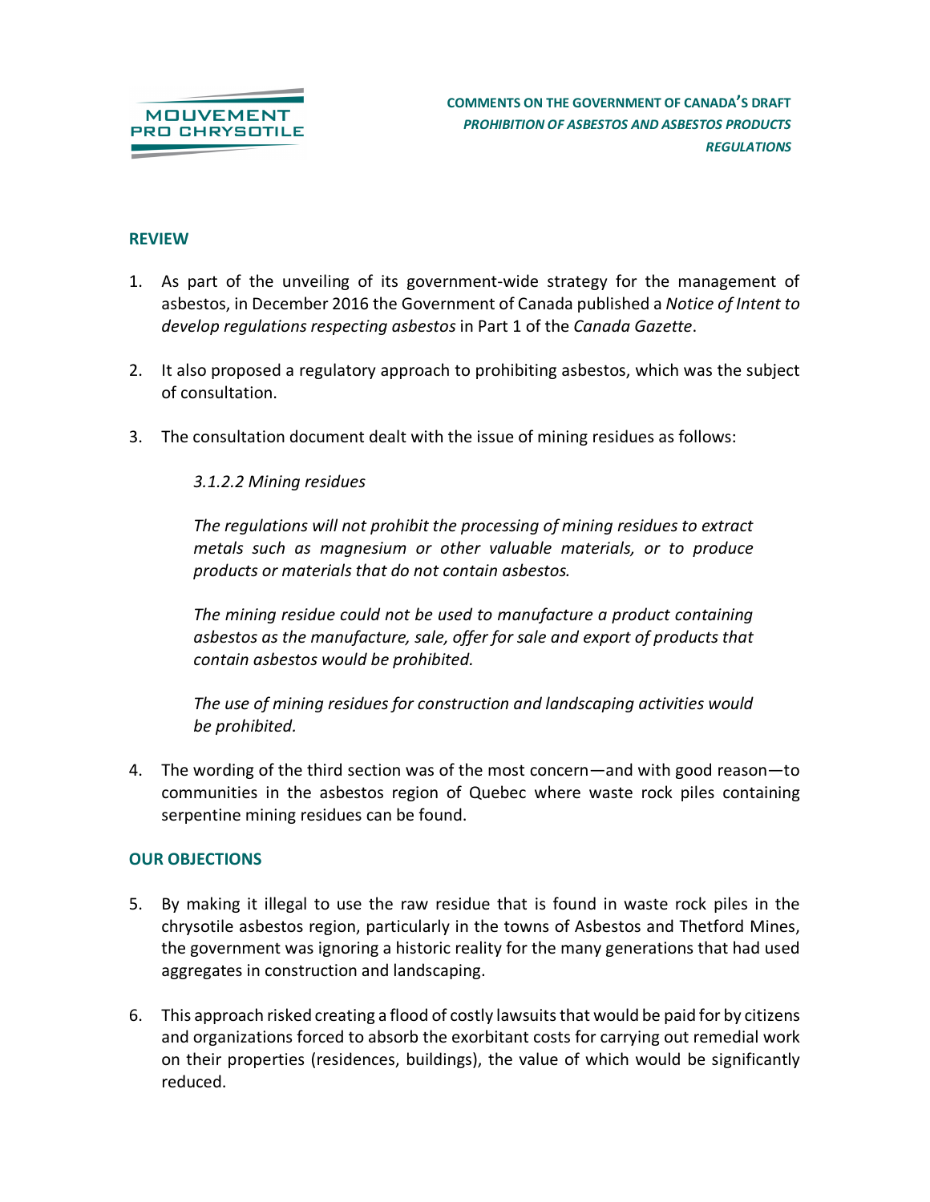MOUVEMENT PRO CHRYSOTILE

**COMMENTS ON THE GOVERNMENT OF CANADA'S DRAFT *PROHIBITION OF ASBESTOS AND ASBESTOS PRODUCTS REGULATIONS***

## REVIEW

1. As part of the unveiling of its government-wide strategy for the management of asbestos, in December 2016 the Government of Canada published a *Notice of Intent to develop regulations respecting asbestos* in Part 1 of the *Canada Gazette*.

2. It also proposed a regulatory approach to prohibiting asbestos, which was the subject of consultation.

3. The consultation document dealt with the issue of mining residues as follows:

   *3.1.2.2 Mining residues*

   *The regulations will not prohibit the processing of mining residues to extract metals such as magnesium or other valuable materials, or to produce products or materials that do not contain asbestos.*

   *The mining residue could not be used to manufacture a product containing asbestos as the manufacture, sale, offer for sale and export of products that contain asbestos would be prohibited.*

   *The use of mining residues for construction and landscaping activities would be prohibited.*

4. The wording of the third section was of the most concern—and with good reason—to communities in the asbestos region of Quebec where waste rock piles containing serpentine mining residues can be found.

## OUR OBJECTIONS

5. By making it illegal to use the raw residue that is found in waste rock piles in the chrysotile asbestos region, particularly in the towns of Asbestos and Thetford Mines, the government was ignoring a historic reality for the many generations that had used aggregates in construction and landscaping.

6. This approach risked creating a flood of costly lawsuits that would be paid for by citizens and organizations forced to absorb the exorbitant costs for carrying out remedial work on their properties (residences, buildings), the value of which would be significantly reduced.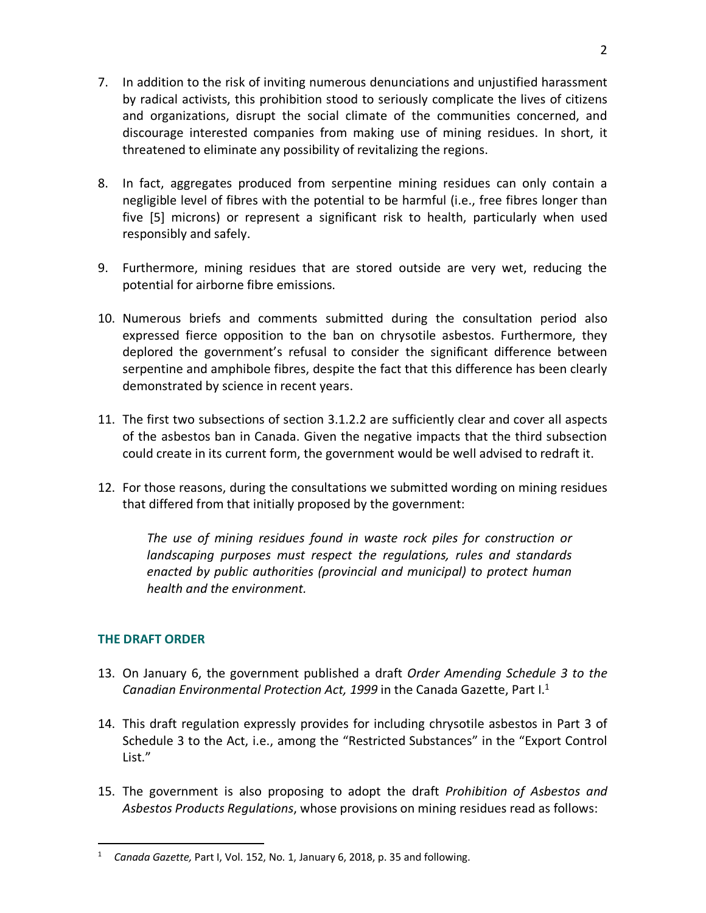7. In addition to the risk of inviting numerous denunciations and unjustified harassment by radical activists, this prohibition stood to seriously complicate the lives of citizens and organizations, disrupt the social climate of the communities concerned, and discourage interested companies from making use of mining residues. In short, it threatened to eliminate any possibility of revitalizing the regions.

8. In fact, aggregates produced from serpentine mining residues can only contain a negligible level of fibres with the potential to be harmful (i.e., free fibres longer than five [5] microns) or represent a significant risk to health, particularly when used responsibly and safely.

9. Furthermore, mining residues that are stored outside are very wet, reducing the potential for airborne fibre emissions.

10. Numerous briefs and comments submitted during the consultation period also expressed fierce opposition to the ban on chrysotile asbestos. Furthermore, they deplored the government's refusal to consider the significant difference between serpentine and amphibole fibres, despite the fact that this difference has been clearly demonstrated by science in recent years.

11. The first two subsections of section 3.1.2.2 are sufficiently clear and cover all aspects of the asbestos ban in Canada. Given the negative impacts that the third subsection could create in its current form, the government would be well advised to redraft it.

12. For those reasons, during the consultations we submitted wording on mining residues that differed from that initially proposed by the government:

    *The use of mining residues found in waste rock piles for construction or landscaping purposes must respect the regulations, rules and standards enacted by public authorities (provincial and municipal) to protect human health and the environment.*

## THE DRAFT ORDER

13. On January 6, the government published a draft *Order Amending Schedule 3 to the Canadian Environmental Protection Act, 1999* in the Canada Gazette, Part I.[1]

14. This draft regulation expressly provides for including chrysotile asbestos in Part 3 of Schedule 3 to the Act, i.e., among the "Restricted Substances" in the "Export Control List."

15. The government is also proposing to adopt the draft *Prohibition of Asbestos and Asbestos Products Regulations*, whose provisions on mining residues read as follows:

---

[1] *Canada Gazette,* Part I, Vol. 152, No. 1, January 6, 2018, p. 35 and following.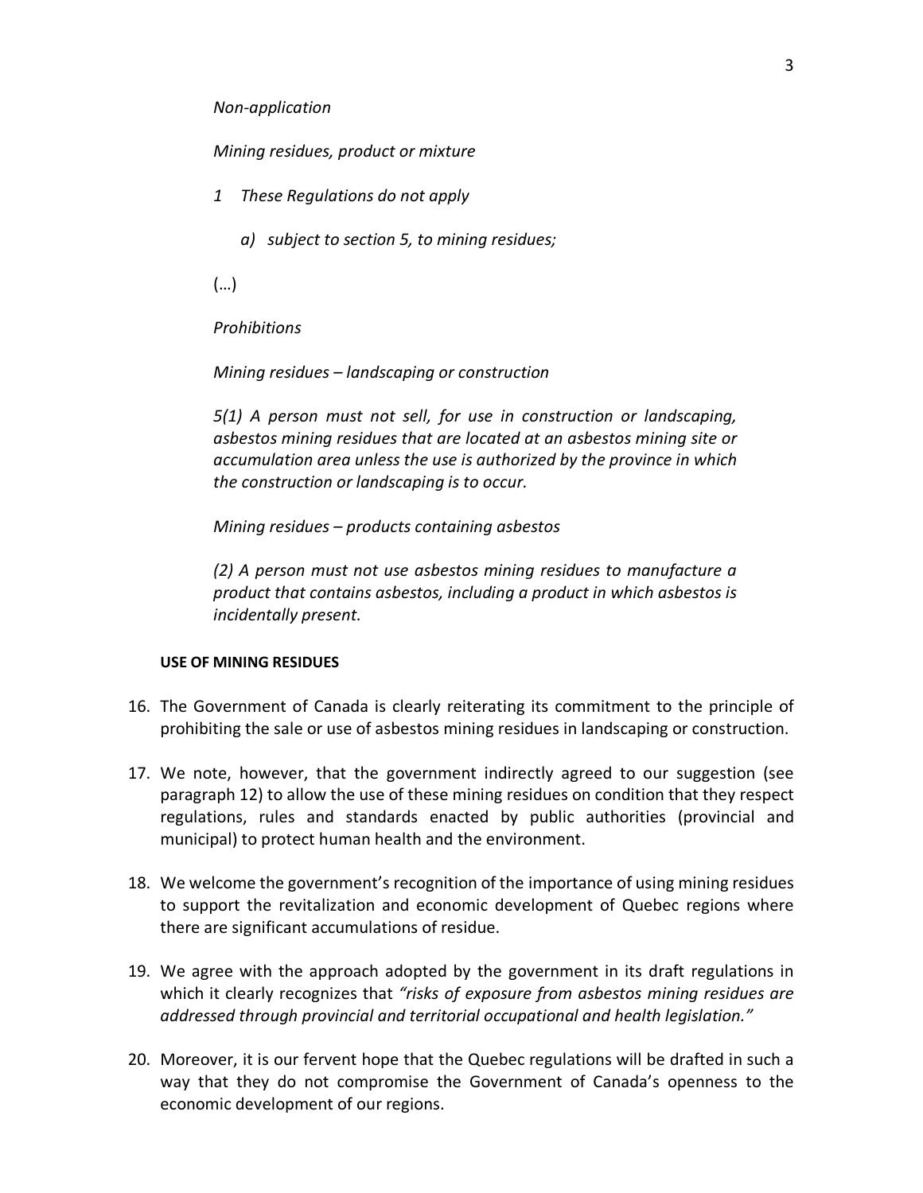*Non-application*

*Mining residues, product or mixture*

*1 These Regulations do not apply*

*a) subject to section 5, to mining residues;*

(…)

*Prohibitions*

*Mining residues – landscaping or construction*

*5(1) A person must not sell, for use in construction or landscaping, asbestos mining residues that are located at an asbestos mining site or accumulation area unless the use is authorized by the province in which the construction or landscaping is to occur.*

*Mining residues – products containing asbestos*

*(2) A person must not use asbestos mining residues to manufacture a product that contains asbestos, including a product in which asbestos is incidentally present.*

**USE OF MINING RESIDUES**

16. The Government of Canada is clearly reiterating its commitment to the principle of prohibiting the sale or use of asbestos mining residues in landscaping or construction.

17. We note, however, that the government indirectly agreed to our suggestion (see paragraph 12) to allow the use of these mining residues on condition that they respect regulations, rules and standards enacted by public authorities (provincial and municipal) to protect human health and the environment.

18. We welcome the government's recognition of the importance of using mining residues to support the revitalization and economic development of Quebec regions where there are significant accumulations of residue.

19. We agree with the approach adopted by the government in its draft regulations in which it clearly recognizes that *"risks of exposure from asbestos mining residues are addressed through provincial and territorial occupational and health legislation."*

20. Moreover, it is our fervent hope that the Quebec regulations will be drafted in such a way that they do not compromise the Government of Canada's openness to the economic development of our regions.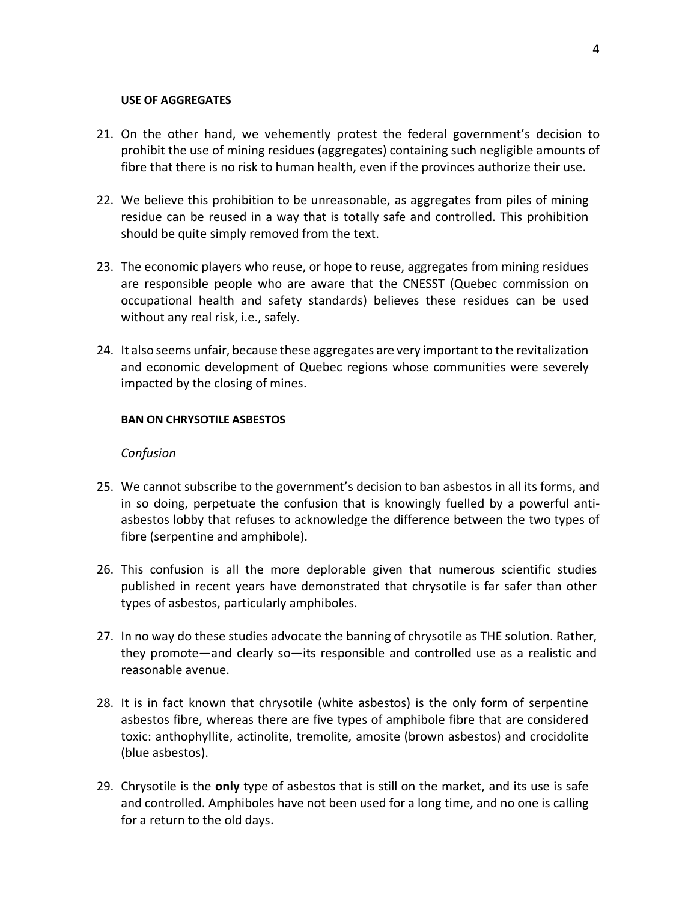**USE OF AGGREGATES**

21. On the other hand, we vehemently protest the federal government's decision to prohibit the use of mining residues (aggregates) containing such negligible amounts of fibre that there is no risk to human health, even if the provinces authorize their use.

22. We believe this prohibition to be unreasonable, as aggregates from piles of mining residue can be reused in a way that is totally safe and controlled. This prohibition should be quite simply removed from the text.

23. The economic players who reuse, or hope to reuse, aggregates from mining residues are responsible people who are aware that the CNESST (Quebec commission on occupational health and safety standards) believes these residues can be used without any real risk, i.e., safely.

24. It also seems unfair, because these aggregates are very important to the revitalization and economic development of Quebec regions whose communities were severely impacted by the closing of mines.

**BAN ON CHRYSOTILE ASBESTOS**

*Confusion*

25. We cannot subscribe to the government's decision to ban asbestos in all its forms, and in so doing, perpetuate the confusion that is knowingly fuelled by a powerful anti-asbestos lobby that refuses to acknowledge the difference between the two types of fibre (serpentine and amphibole).

26. This confusion is all the more deplorable given that numerous scientific studies published in recent years have demonstrated that chrysotile is far safer than other types of asbestos, particularly amphiboles.

27. In no way do these studies advocate the banning of chrysotile as THE solution. Rather, they promote—and clearly so—its responsible and controlled use as a realistic and reasonable avenue.

28. It is in fact known that chrysotile (white asbestos) is the only form of serpentine asbestos fibre, whereas there are five types of amphibole fibre that are considered toxic: anthophyllite, actinolite, tremolite, amosite (brown asbestos) and crocidolite (blue asbestos).

29. Chrysotile is the **only** type of asbestos that is still on the market, and its use is safe and controlled. Amphiboles have not been used for a long time, and no one is calling for a return to the old days.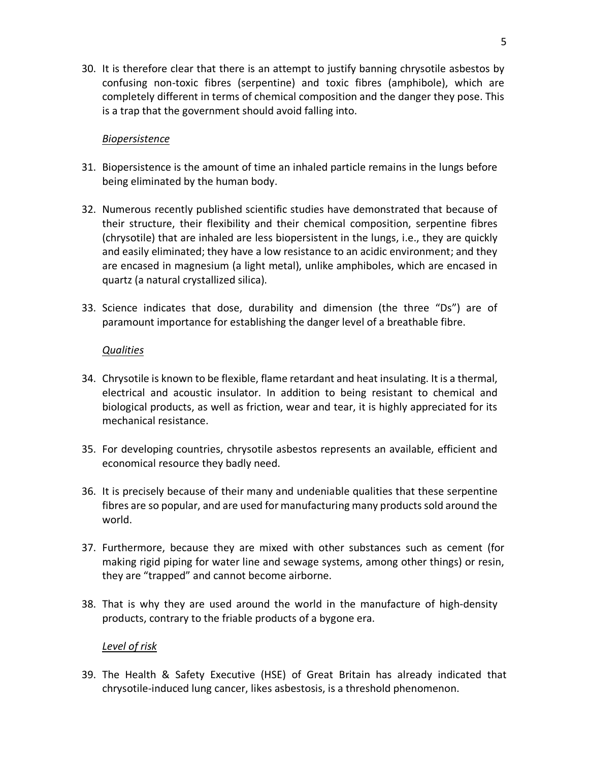30. It is therefore clear that there is an attempt to justify banning chrysotile asbestos by confusing non-toxic fibres (serpentine) and toxic fibres (amphibole), which are completely different in terms of chemical composition and the danger they pose. This is a trap that the government should avoid falling into.

*Biopersistence*

31. Biopersistence is the amount of time an inhaled particle remains in the lungs before being eliminated by the human body.

32. Numerous recently published scientific studies have demonstrated that because of their structure, their flexibility and their chemical composition, serpentine fibres (chrysotile) that are inhaled are less biopersistent in the lungs, i.e., they are quickly and easily eliminated; they have a low resistance to an acidic environment; and they are encased in magnesium (a light metal), unlike amphiboles, which are encased in quartz (a natural crystallized silica).

33. Science indicates that dose, durability and dimension (the three "Ds") are of paramount importance for establishing the danger level of a breathable fibre.

*Qualities*

34. Chrysotile is known to be flexible, flame retardant and heat insulating. It is a thermal, electrical and acoustic insulator. In addition to being resistant to chemical and biological products, as well as friction, wear and tear, it is highly appreciated for its mechanical resistance.

35. For developing countries, chrysotile asbestos represents an available, efficient and economical resource they badly need.

36. It is precisely because of their many and undeniable qualities that these serpentine fibres are so popular, and are used for manufacturing many products sold around the world.

37. Furthermore, because they are mixed with other substances such as cement (for making rigid piping for water line and sewage systems, among other things) or resin, they are "trapped" and cannot become airborne.

38. That is why they are used around the world in the manufacture of high-density products, contrary to the friable products of a bygone era.

*Level of risk*

39. The Health & Safety Executive (HSE) of Great Britain has already indicated that chrysotile-induced lung cancer, likes asbestosis, is a threshold phenomenon.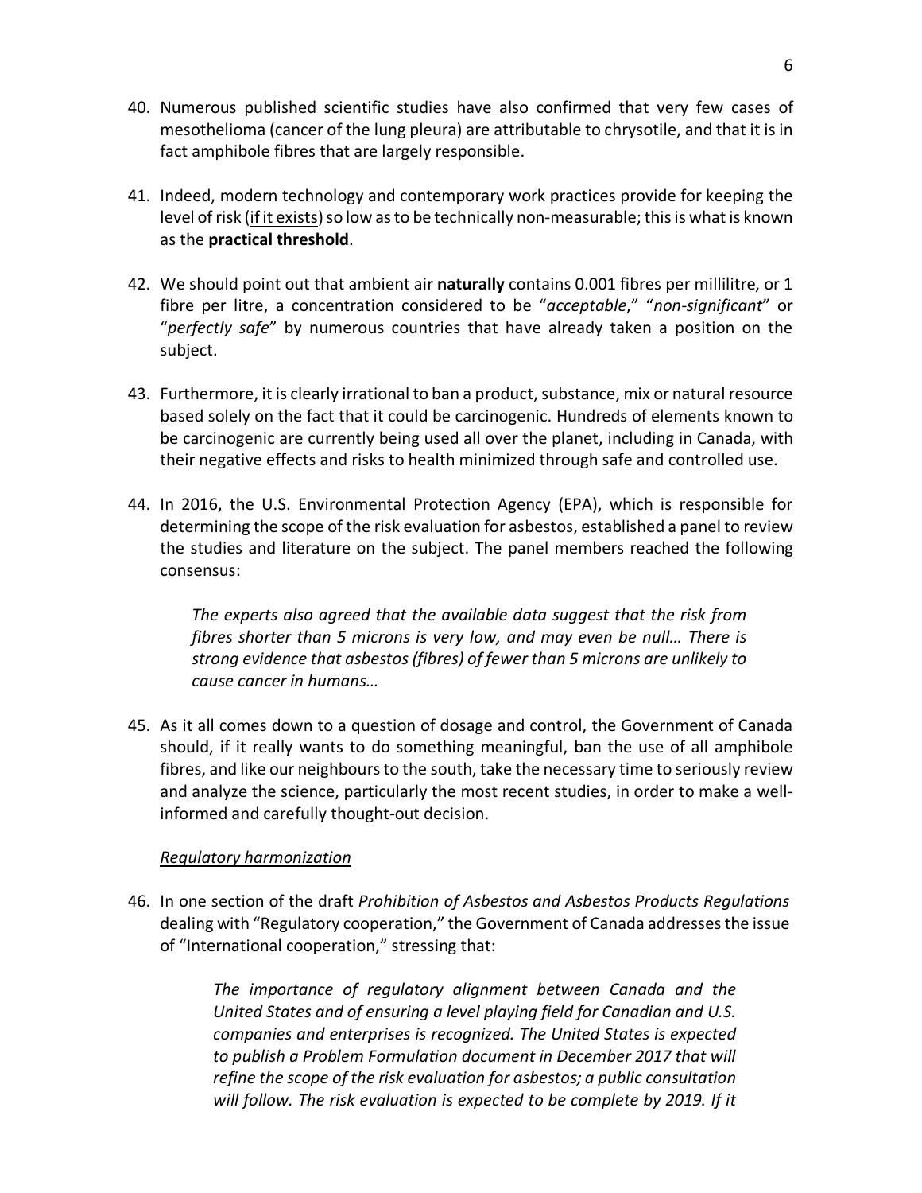40. Numerous published scientific studies have also confirmed that very few cases of mesothelioma (cancer of the lung pleura) are attributable to chrysotile, and that it is in fact amphibole fibres that are largely responsible.

41. Indeed, modern technology and contemporary work practices provide for keeping the level of risk (<u>if it exists</u>) so low as to be technically non-measurable; this is what is known as the **practical threshold**.

42. We should point out that ambient air **naturally** contains 0.001 fibres per millilitre, or 1 fibre per litre, a concentration considered to be "*acceptable*," "*non-significant*" or "*perfectly safe*" by numerous countries that have already taken a position on the subject.

43. Furthermore, it is clearly irrational to ban a product, substance, mix or natural resource based solely on the fact that it could be carcinogenic. Hundreds of elements known to be carcinogenic are currently being used all over the planet, including in Canada, with their negative effects and risks to health minimized through safe and controlled use.

44. In 2016, the U.S. Environmental Protection Agency (EPA), which is responsible for determining the scope of the risk evaluation for asbestos, established a panel to review the studies and literature on the subject. The panel members reached the following consensus:

    > *The experts also agreed that the available data suggest that the risk from fibres shorter than 5 microns is very low, and may even be null… There is strong evidence that asbestos (fibres) of fewer than 5 microns are unlikely to cause cancer in humans…*

45. As it all comes down to a question of dosage and control, the Government of Canada should, if it really wants to do something meaningful, ban the use of all amphibole fibres, and like our neighbours to the south, take the necessary time to seriously review and analyze the science, particularly the most recent studies, in order to make a well-informed and carefully thought-out decision.

*<u>Regulatory harmonization</u>*

46. In one section of the draft *Prohibition of Asbestos and Asbestos Products Regulations* dealing with "Regulatory cooperation," the Government of Canada addresses the issue of "International cooperation," stressing that:

    > *The importance of regulatory alignment between Canada and the United States and of ensuring a level playing field for Canadian and U.S. companies and enterprises is recognized. The United States is expected to publish a Problem Formulation document in December 2017 that will refine the scope of the risk evaluation for asbestos; a public consultation will follow. The risk evaluation is expected to be complete by 2019. If it*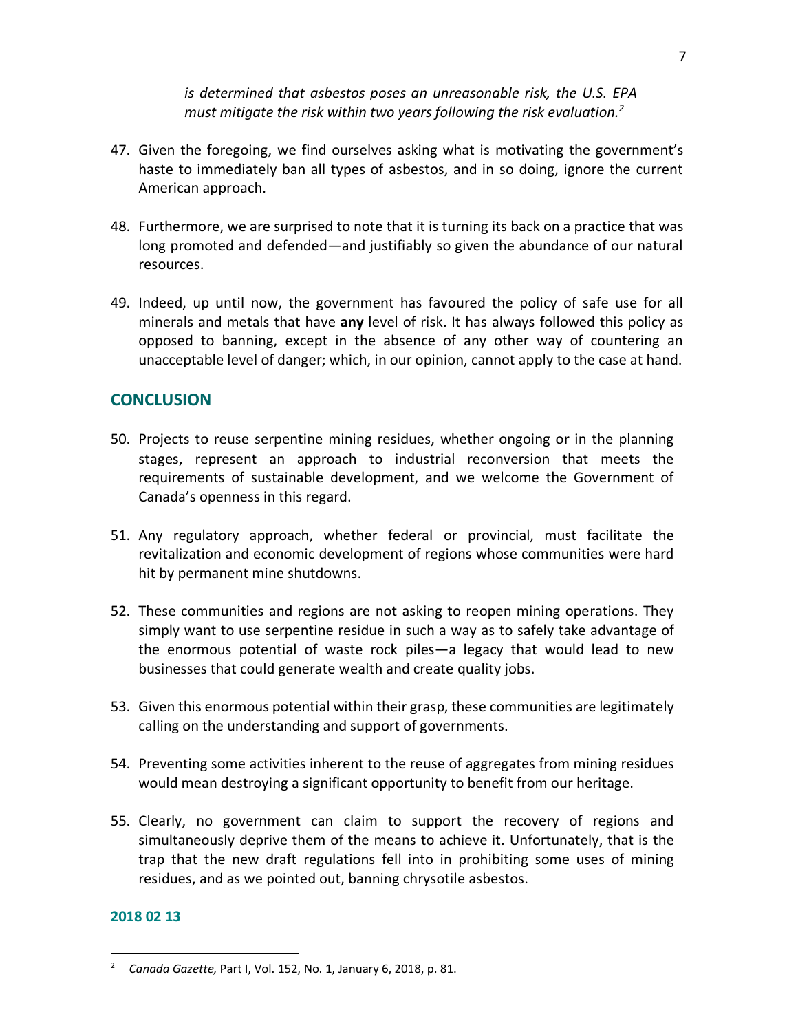*is determined that asbestos poses an unreasonable risk, the U.S. EPA must mitigate the risk within two years following the risk evaluation.*[2]

47. Given the foregoing, we find ourselves asking what is motivating the government's haste to immediately ban all types of asbestos, and in so doing, ignore the current American approach.

48. Furthermore, we are surprised to note that it is turning its back on a practice that was long promoted and defended—and justifiably so given the abundance of our natural resources.

49. Indeed, up until now, the government has favoured the policy of safe use for all minerals and metals that have **any** level of risk. It has always followed this policy as opposed to banning, except in the absence of any other way of countering an unacceptable level of danger; which, in our opinion, cannot apply to the case at hand.

## CONCLUSION

50. Projects to reuse serpentine mining residues, whether ongoing or in the planning stages, represent an approach to industrial reconversion that meets the requirements of sustainable development, and we welcome the Government of Canada's openness in this regard.

51. Any regulatory approach, whether federal or provincial, must facilitate the revitalization and economic development of regions whose communities were hard hit by permanent mine shutdowns.

52. These communities and regions are not asking to reopen mining operations. They simply want to use serpentine residue in such a way as to safely take advantage of the enormous potential of waste rock piles—a legacy that would lead to new businesses that could generate wealth and create quality jobs.

53. Given this enormous potential within their grasp, these communities are legitimately calling on the understanding and support of governments.

54. Preventing some activities inherent to the reuse of aggregates from mining residues would mean destroying a significant opportunity to benefit from our heritage.

55. Clearly, no government can claim to support the recovery of regions and simultaneously deprive them of the means to achieve it. Unfortunately, that is the trap that the new draft regulations fell into in prohibiting some uses of mining residues, and as we pointed out, banning chrysotile asbestos.

**2018 02 13**

---

[2] *Canada Gazette,* Part I, Vol. 152, No. 1, January 6, 2018, p. 81.